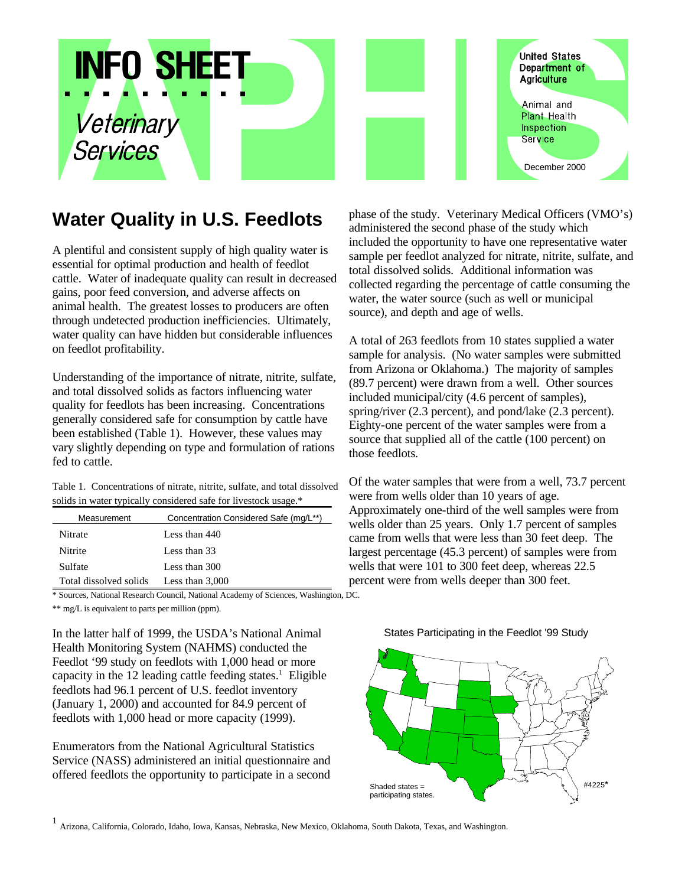# INFO SHEET

*Veterinary Services*

United States Department of Agriculture

Animal and Plant Health Inspection Service

December 2000

## Water Quality in U.S. Feedlots

A plentiful and consistent supply of high quality water is essential for optimal production and health of feedlot cattle. Water of inadequate quality can result in decreased gains, poor feed conversion, and adverse affects on animal health. The greatest losses to producers are often through undetected production inefficiencies. Ultimately, water quality can have hidden but considerable influences on feedlot profitability.

Understanding of the importance of nitrate, nitrite, sulfate, and total dissolved solids as factors influencing water quality for feedlots has been increasing. Concentrations generally considered safe for consumption by cattle have been established (Table 1). However, these values may vary slightly depending on type and formulation of rations fed to cattle.

Table 1. Concentrations of nitrate, nitrite, sulfate, and total dissolved solids in water typically considered safe for livestock usage.*

| Measurement | Concentration Considered Safe (mg/L**) |
|---|---|
| Nitrate | Less than 440 |
| Nitrite | Less than 33 |
| Sulfate | Less than 300 |
| Total dissolved solids | Less than 3,000 |

* Sources, National Research Council, National Academy of Sciences, Washington, DC.

** mg/L is equivalent to parts per million (ppm).

In the latter half of 1999, the USDA's National Animal Health Monitoring System (NAHMS) conducted the Feedlot '99 study on feedlots with 1,000 head or more capacity in the 12 leading cattle feeding states.[1] Eligible feedlots had 96.1 percent of U.S. feedlot inventory (January 1, 2000) and accounted for 84.9 percent of feedlots with 1,000 head or more capacity (1999).

Enumerators from the National Agricultural Statistics Service (NASS) administered an initial questionnaire and offered feedlots the opportunity to participate in a second phase of the study. Veterinary Medical Officers (VMO's) administered the second phase of the study which included the opportunity to have one representative water sample per feedlot analyzed for nitrate, nitrite, sulfate, and total dissolved solids. Additional information was collected regarding the percentage of cattle consuming the water, the water source (such as well or municipal source), and depth and age of wells.

A total of 263 feedlots from 10 states supplied a water sample for analysis. (No water samples were submitted from Arizona or Oklahoma.) The majority of samples (89.7 percent) were drawn from a well. Other sources included municipal/city (4.6 percent of samples), spring/river (2.3 percent), and pond/lake (2.3 percent). Eighty-one percent of the water samples were from a source that supplied all of the cattle (100 percent) on those feedlots.

Of the water samples that were from a well, 73.7 percent were from wells older than 10 years of age. Approximately one-third of the well samples were from wells older than 25 years. Only 1.7 percent of samples came from wells that were less than 30 feet deep. The largest percentage (45.3 percent) of samples were from wells that were 101 to 300 feet deep, whereas 22.5 percent were from wells deeper than 300 feet.

States Participating in the Feedlot '99 Study

Shaded states = participating states.

#4225*

[1] Arizona, California, Colorado, Idaho, Iowa, Kansas, Nebraska, New Mexico, Oklahoma, South Dakota, Texas, and Washington.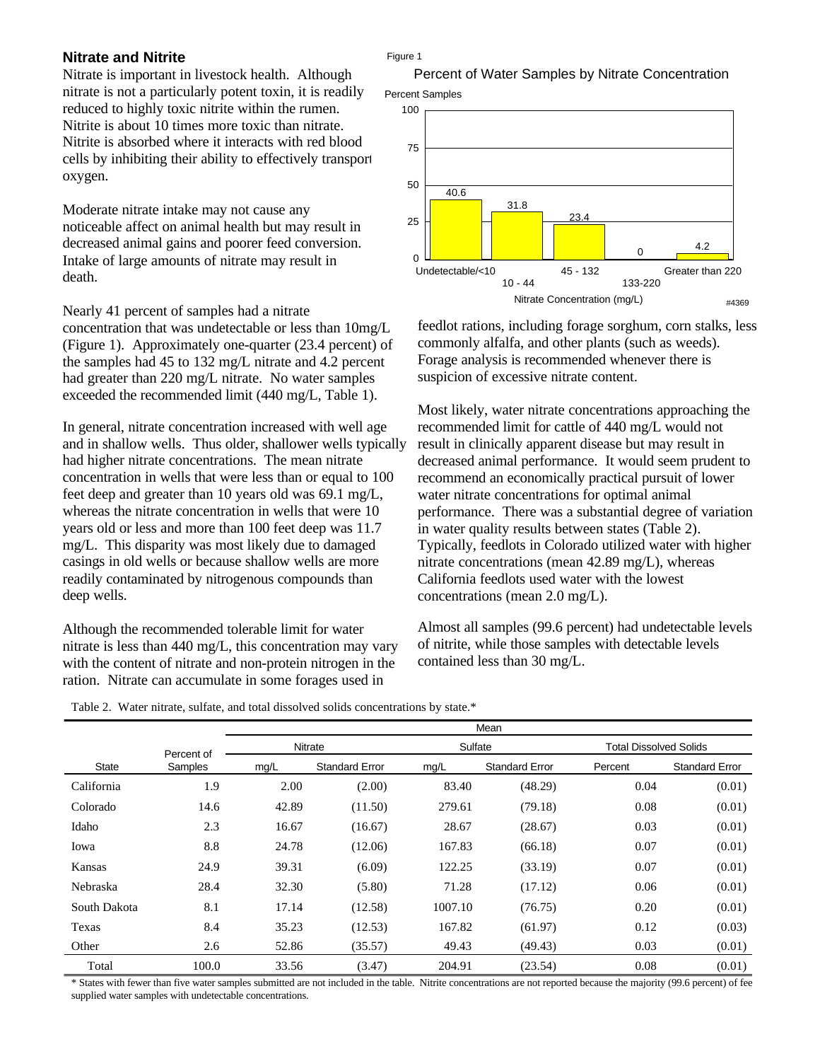## Nitrate and Nitrite

Nitrate is important in livestock health. Although nitrate is not a particularly potent toxin, it is readily reduced to highly toxic nitrite within the rumen. Nitrite is about 10 times more toxic than nitrate. Nitrite is absorbed where it interacts with red blood cells by inhibiting their ability to effectively transport oxygen.

Moderate nitrate intake may not cause any noticeable affect on animal health but may result in decreased animal gains and poorer feed conversion. Intake of large amounts of nitrate may result in death.

Nearly 41 percent of samples had a nitrate concentration that was undetectable or less than 10mg/L (Figure 1). Approximately one-quarter (23.4 percent) of the samples had 45 to 132 mg/L nitrate and 4.2 percent had greater than 220 mg/L nitrate. No water samples exceeded the recommended limit (440 mg/L, Table 1).

Figure 1

Percent of Water Samples by Nitrate Concentration

| Nitrate Concentration (mg/L) | Percent Samples |
|---|---|
| Undetectable/<10 | 40.6 |
| 10 - 44 | 31.8 |
| 45 - 132 | 23.4 |
| 133-220 | 0 |
| Greater than 220 | 4.2 |

#4369

In general, nitrate concentration increased with well age and in shallow wells. Thus older, shallower wells typically had higher nitrate concentrations. The mean nitrate concentration in wells that were less than or equal to 100 feet deep and greater than 10 years old was 69.1 mg/L, whereas the nitrate concentration in wells that were 10 years old or less and more than 100 feet deep was 11.7 mg/L. This disparity was most likely due to damaged casings in old wells or because shallow wells are more readily contaminated by nitrogenous compounds than deep wells.

Although the recommended tolerable limit for water nitrate is less than 440 mg/L, this concentration may vary with the content of nitrate and non-protein nitrogen in the ration. Nitrate can accumulate in some forages used in feedlot rations, including forage sorghum, corn stalks, less commonly alfalfa, and other plants (such as weeds). Forage analysis is recommended whenever there is suspicion of excessive nitrate content.

Most likely, water nitrate concentrations approaching the recommended limit for cattle of 440 mg/L would not result in clinically apparent disease but may result in decreased animal performance. It would seem prudent to recommend an economically practical pursuit of lower water nitrate concentrations for optimal animal performance. There was a substantial degree of variation in water quality results between states (Table 2). Typically, feedlots in Colorado utilized water with higher nitrate concentrations (mean 42.89 mg/L), whereas California feedlots used water with the lowest concentrations (mean 2.0 mg/L).

Almost all samples (99.6 percent) had undetectable levels of nitrite, while those samples with detectable levels contained less than 30 mg/L.

Table 2. Water nitrate, sulfate, and total dissolved solids concentrations by state.*

| | | Mean | | | | | |
|---|---|---|---|---|---|---|---|
| | | Nitrate | | Sulfate | | Total Dissolved Solids | |
| State | Percent of Samples | mg/L | Standard Error | mg/L | Standard Error | Percent | Standard Error |
| California | 1.9 | 2.00 | (2.00) | 83.40 | (48.29) | 0.04 | (0.01) |
| Colorado | 14.6 | 42.89 | (11.50) | 279.61 | (79.18) | 0.08 | (0.01) |
| Idaho | 2.3 | 16.67 | (16.67) | 28.67 | (28.67) | 0.03 | (0.01) |
| Iowa | 8.8 | 24.78 | (12.06) | 167.83 | (66.18) | 0.07 | (0.01) |
| Kansas | 24.9 | 39.31 | (6.09) | 122.25 | (33.19) | 0.07 | (0.01) |
| Nebraska | 28.4 | 32.30 | (5.80) | 71.28 | (17.12) | 0.06 | (0.01) |
| South Dakota | 8.1 | 17.14 | (12.58) | 1007.10 | (76.75) | 0.20 | (0.01) |
| Texas | 8.4 | 35.23 | (12.53) | 167.82 | (61.97) | 0.12 | (0.03) |
| Other | 2.6 | 52.86 | (35.57) | 49.43 | (49.43) | 0.03 | (0.01) |
| Total | 100.0 | 33.56 | (3.47) | 204.91 | (23.54) | 0.08 | (0.01) |

* States with fewer than five water samples submitted are not included in the table. Nitrite concentrations are not reported because the majority (99.6 percent) of fee supplied water samples with undetectable concentrations.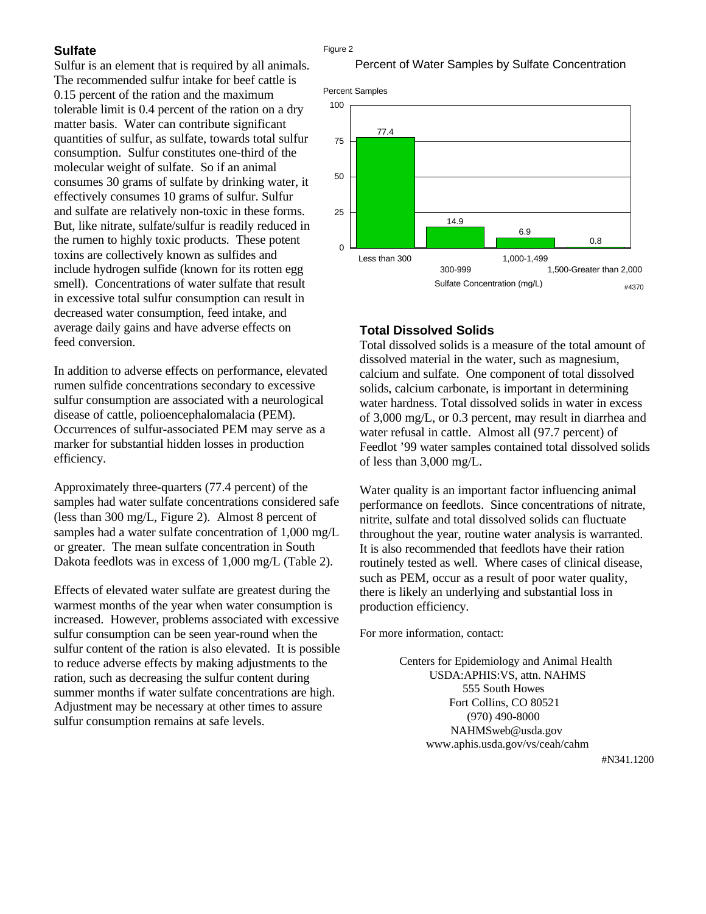## Sulfate

Sulfur is an element that is required by all animals. The recommended sulfur intake for beef cattle is 0.15 percent of the ration and the maximum tolerable limit is 0.4 percent of the ration on a dry matter basis. Water can contribute significant quantities of sulfur, as sulfate, towards total sulfur consumption. Sulfur constitutes one-third of the molecular weight of sulfate. So if an animal consumes 30 grams of sulfate by drinking water, it effectively consumes 10 grams of sulfur. Sulfur and sulfate are relatively non-toxic in these forms. But, like nitrate, sulfate/sulfur is readily reduced in the rumen to highly toxic products. These potent toxins are collectively known as sulfides and include hydrogen sulfide (known for its rotten egg smell). Concentrations of water sulfate that result in excessive total sulfur consumption can result in decreased water consumption, feed intake, and average daily gains and have adverse effects on feed conversion.

In addition to adverse effects on performance, elevated rumen sulfide concentrations secondary to excessive sulfur consumption are associated with a neurological disease of cattle, polioencephalomalacia (PEM). Occurrences of sulfur-associated PEM may serve as a marker for substantial hidden losses in production efficiency.

Approximately three-quarters (77.4 percent) of the samples had water sulfate concentrations considered safe (less than 300 mg/L, Figure 2). Almost 8 percent of samples had a water sulfate concentration of 1,000 mg/L or greater. The mean sulfate concentration in South Dakota feedlots was in excess of 1,000 mg/L (Table 2).

Effects of elevated water sulfate are greatest during the warmest months of the year when water consumption is increased. However, problems associated with excessive sulfur consumption can be seen year-round when the sulfur content of the ration is also elevated. It is possible to reduce adverse effects by making adjustments to the ration, such as decreasing the sulfur content during summer months if water sulfate concentrations are high. Adjustment may be necessary at other times to assure sulfur consumption remains at safe levels.

Figure 2

Percent of Water Samples by Sulfate Concentration

Percent Samples

100

75

50

25

0

77.4

14.9

6.9

0.8

Less than 300

300-999

1,000-1,499

1,500-Greater than 2,000

Sulfate Concentration (mg/L)

#4370

## Total Dissolved Solids

Total dissolved solids is a measure of the total amount of dissolved material in the water, such as magnesium, calcium and sulfate. One component of total dissolved solids, calcium carbonate, is important in determining water hardness. Total dissolved solids in water in excess of 3,000 mg/L, or 0.3 percent, may result in diarrhea and water refusal in cattle. Almost all (97.7 percent) of Feedlot '99 water samples contained total dissolved solids of less than 3,000 mg/L.

Water quality is an important factor influencing animal performance on feedlots. Since concentrations of nitrate, nitrite, sulfate and total dissolved solids can fluctuate throughout the year, routine water analysis is warranted. It is also recommended that feedlots have their ration routinely tested as well. Where cases of clinical disease, such as PEM, occur as a result of poor water quality, there is likely an underlying and substantial loss in production efficiency.

For more information, contact:

Centers for Epidemiology and Animal Health
USDA:APHIS:VS, attn. NAHMS
555 South Howes
Fort Collins, CO 80521
(970) 490-8000
NAHMSweb@usda.gov
www.aphis.usda.gov/vs/ceah/cahm

#N341.1200